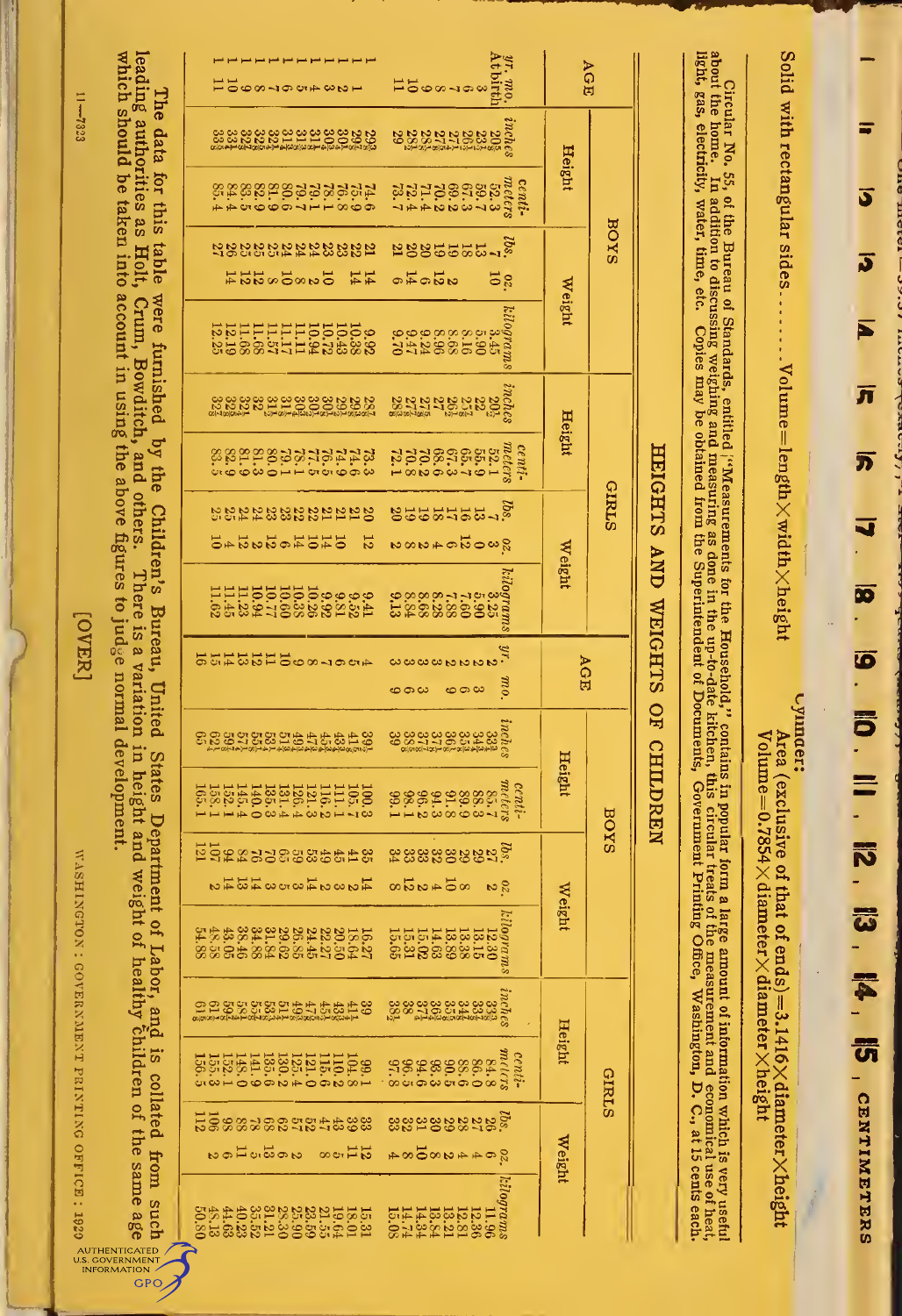Solid with rectangular sides........Volume=length×width×height

Cylinder:
Area (exclusive of that of ends)=3.1416×diameter×height
Volume=0.7854×diameter×diameter×height

Circular No. 55, of the Bureau of Standards, entitled "Measurements for the Household," contains in popular form a large amount of information which is very useful about the home. In addition to discussing weighing and measuring as done in the up-to-date kitchen, this circular treats of the measurement and economical use of heat, light, gas, electricity, water, time, etc. Copies may be obtained from the Superintendent of Documents, Government Printing Office, Washington, D. C., at 15 cents each.

## HEIGHTS AND WEIGHTS OF CHILDREN

| AGE | | BOYS | | | | | GIRLS | | | | |
|---|---|---|---|---|---|---|---|---|---|---|---|
| | | Height | | Weight | | | Height | | Weight | | |
| yr. | mo. | inches | centimeters | lbs. | oz. | kilograms | inches | centimeters | lbs. | oz. | kilograms |
| At birth | | 20⅝ | 52.3 | 7 | 10 | 3.45 | 20½ | 52.1 | 7 | 3 | 3.25 |
| | 3 | 23½ | 59.7 | 13 | | 5.90 | 22 | 55.9 | 13 | 0 | 5.90 |
| | 6 | 26½ | 67.3 | 18 | | 8.16 | 25⅞ | 65.7 | 16 | 12 | 7.60 |
| | 7 | 27¼ | 69.2 | 19 | 2 | 8.68 | 26½ | 67.3 | 17 | 6 | 7.88 |
| | 8 | 27⅝ | 70.2 | 19 | 12 | 8.96 | 27 | 68.6 | 18 | 4 | 8.28 |
| | 9 | 28⅛ | 71.4 | 20 | 6 | 9.24 | 27⅝ | 70.2 | 19 | 2 | 8.68 |
| | 10 | 28½ | 72.4 | 20 | 14 | 9.47 | 27⅞ | 70.8 | 19 | 8 | 8.84 |
| | 11 | 29 | 73.7 | 21 | 6 | 9.70 | 28⅜ | 72.1 | 20 | 2 | 9.13 |
| 1 | | 29⅜ | 74.6 | 21 | 14 | 9.92 | 28⅞ | 73.3 | 20 | 12 | 9.41 |
| 1 | 1 | 29⅞ | 75.9 | 22 | 14 | 10.38 | 29⅜ | 74.6 | 21 | | 9.52 |
| 1 | 2 | 30¼ | 76.8 | 23 | | 10.43 | 29½ | 74.9 | 21 | 10 | 9.81 |
| 1 | 3 | 30¾ | 78.1 | 23 | 10 | 10.72 | 30⅛ | 76.5 | 21 | 14 | 9.92 |
| 1 | 4 | 31⅛ | 79.1 | 24 | 2 | 10.94 | 30½ | 77.5 | 22 | 10 | 10.26 |
| 1 | 5 | 31⅜ | 79.7 | 24 | 8 | 11.11 | 30¾ | 78.1 | 22 | 14 | 10.38 |
| 1 | 6 | 31¾ | 80.6 | 24 | 10 | 11.17 | 31⅛ | 79.1 | 23 | 6 | 10.60 |
| 1 | 7 | 32¼ | 81.9 | 25 | 8 | 11.57 | 31½ | 80.0 | 23 | 12 | 10.77 |
| 1 | 8 | 32⅝ | 82.9 | 25 | 12 | 11.68 | 32 | 81.3 | 24 | 2 | 10.94 |
| 1 | 9 | 32⅞ | 83.5 | 25 | 12 | 11.68 | 32¼ | 81.9 | 24 | 12 | 11.23 |
| 1 | 10 | 33¼ | 84.4 | 26 | 14 | 12.19 | 32⅝ | 82.9 | 25 | 4 | 11.45 |
| 1 | 11 | 33⅝ | 85.4 | 27 | | 12.25 | 32⅞ | 83.5 | 25 | 10 | 11.62 |

| AGE | | BOYS | | | | | GIRLS | | | | |
|---|---|---|---|---|---|---|---|---|---|---|---|
| | | Height | | Weight | | | Height | | Weight | | |
| yr. | mo. | inches | centimeters | lbs. | oz. | kilograms | inches | centimeters | lbs. | oz. | kilograms |
| 2 | | 33¾ | 85.7 | 27 | 2 | 12.30 | 33⅜ | 84.8 | 26 | 6 | 11.96 |
| 2 | 3 | 34¾ | 88.3 | 29 | | 13.15 | 33⅞ | 86.0 | 27 | 4 | 12.36 |
| 2 | 6 | 35⅜ | 89.9 | 29 | 8 | 13.38 | 34⅞ | 88.6 | 28 | 4 | 12.81 |
| 2 | 9 | 36⅛ | 91.8 | 30 | 10 | 13.89 | 35⅝ | 90.5 | 29 | 2 | 13.21 |
| 3 | | 37⅛ | 94.3 | 32 | 4 | 14.63 | 36¾ | 93.3 | 30 | 8 | 13.84 |
| 3 | 3 | 37⅞ | 96.2 | 33 | 2 | 15.02 | 37¼ | 94.6 | 31 | 10 | 14.34 |
| 3 | 6 | 38⅝ | 98.1 | 33 | 12 | 15.31 | 38 | 96.5 | 32 | 8 | 14.74 |
| 3 | 9 | 39 | 99.1 | 34 | 8 | 15.65 | 38½ | 97.8 | 33 | 4 | 15.08 |
| 4 | | 39½ | 100.3 | 35 | 14 | 16.27 | 39 | 99.1 | 33 | 12 | 15.31 |
| 5 | | 41⅝ | 105.7 | 41 | 2 | 18.64 | 41¼ | 104.8 | 39 | 11 | 18.01 |
| 6 | | 43¾ | 111.1 | 45 | 3 | 20.50 | 43⅜ | 110.2 | 43 | 5 | 19.64 |
| 7 | | 45¾ | 116.2 | 49 | 2 | 22.27 | 45½ | 115.6 | 47 | 8 | 21.55 |
| 8 | | 47¾ | 121.3 | 53 | 14 | 24.45 | 47⅝ | 121.0 | 52 | | 23.59 |
| 9 | | 49¾ | 126.4 | 59 | 3 | 26.85 | 49⅜ | 125.4 | 57 | 2 | 25.90 |
| 10 | | 51¾ | 131.4 | 65 | 5 | 29.62 | 51¼ | 130.2 | 62 | 6 | 28.30 |
| 11 | | 53¼ | 135.3 | 70 | 3 | 31.84 | 53⅜ | 135.6 | 68 | 13 | 31.21 |
| 12 | | 55⅛ | 140.0 | 76 | 14 | 34.88 | 55⅞ | 141.9 | 78 | 5 | 35.52 |
| 13 | | 57¼ | 145.4 | 84 | 13 | 38.46 | 58¼ | 148.0 | 88 | 11 | 40.23 |
| 14 | | 59⅞ | 152.1 | 94 | 14 | 43.05 | 59⅞ | 152.1 | 98 | 6 | 44.63 |
| 15 | | 62¼ | 158.1 | 107 | 2 | 48.58 | 61⅛ | 155.3 | 106 | 2 | 48.13 |
| 16 | | 65 | 165.1 | 121 | | 54.88 | 61⅝ | 156.5 | 112 | | 50.80 |

The data for this table were furnished by the Children's Bureau, United States Department of Labor, and is collated from such leading authorities as Holt, Crum, Bowditch, and others. There is a variation in height and weight of healthy children of the same age which should be taken into account in using the above figures to judge normal development.

[OVER]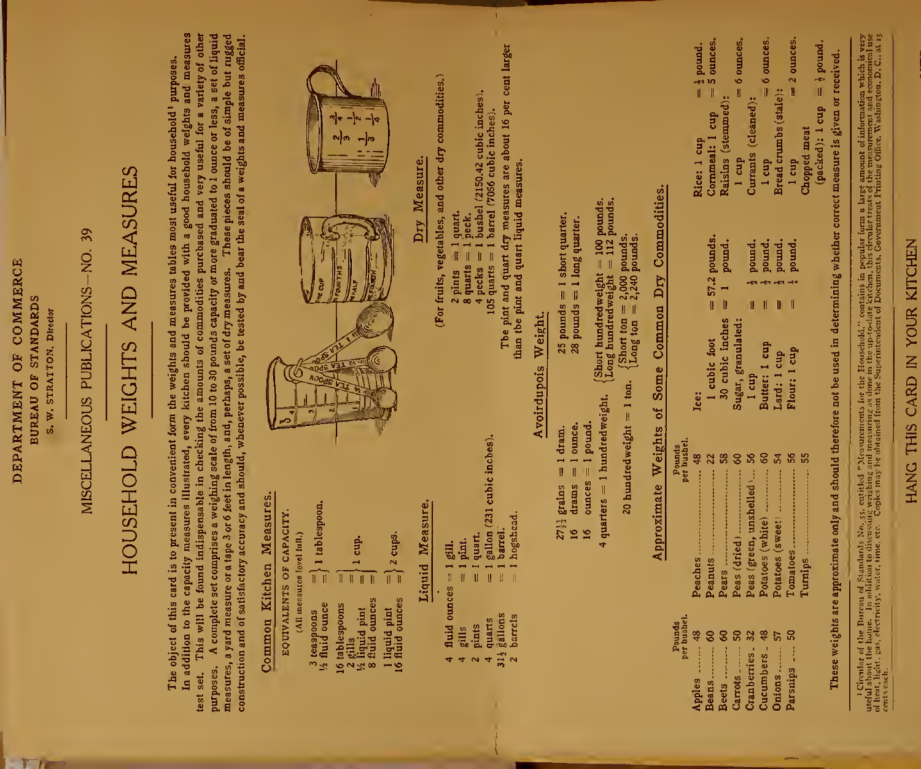DEPARTMENT OF COMMERCE

BUREAU OF STANDARDS

S. W. STRATTON, Director

MISCELLANEOUS PUBLICATIONS—NO. 39

# HOUSEHOLD WEIGHTS AND MEASURES

The object of this card is to present in convenient form the weights and measures tables most useful for household[1] purposes.

In addition to the capacity measures illustrated, every kitchen should be provided with a good household weights and measures test set. This will be found indispensable in checking the amounts of commodities purchased and very useful for a variety of other purposes. A complete set comprises a weighing scale of from 10 to 30 pounds capacity or more graduated to 1 ounce or less, a set of liquid measures, a yard measure or a tape 3 or 6 feet in length, and, perhaps, a set of dry measures. These pieces should be of simple but rugged construction and of satisfactory accuracy and should, whenever possible, be tested by and bear the seal of a weights and measures official.

## Common Kitchen Measures.

EQUIVALENTS OF CAPACITY.
(All measures level full.)

| | | |
|---|---|---|
| 3 teaspoons<br>½ fluid ounce | = | 1 tablespoon. |
| 16 tablespoons<br>2 gills<br>½ liquid pint<br>8 fluid ounces | = | 1 cup. |
| 1 liquid pint<br>16 fluid ounces | = | 2 cups. |

## Liquid Measure.

| | | |
|---|---|---|
| 4 fluid ounces | = | 1 gill. |
| 4 gills | = | 1 pint. |
| 2 pints | = | 1 quart. |
| 4 quarts | = | 1 gallon (231 cubic inches). |
| 31½ gallons | = | 1 barrel. |
| 2 barrels | = | 1 hogshead. |

## Avoirdupois Weight.

| | | |
|---|---|---|
| $27\frac{11}{32}$ grains | = | 1 dram. |
| 16 drams | = | 1 ounce. |
| 16 ounces | = | 1 pound. |
| 4 quarters | = | 1 hundredweight. |
| 25 pounds | = | 1 short quarter. |
| 28 pounds | = | 1 long quarter. |

{Short hundredweight = 100 pounds. Long hundredweight = 112 pounds.}

20 hundredweight = 1 ton. {Short ton = 2,000 pounds. Long ton = 2,240 pounds.}

## Dry Measure.

(For fruits, vegetables, and other dry commodities.)

| | | |
|---|---|---|
| 2 pints | = | 1 quart. |
| 8 quarts | = | 1 peck. |
| 4 pecks | = | 1 bushel (2150.42 cubic inches). |
| 105 quarts | = | 1 barrel (7056 cubic inches). |

The pint and quart dry measures are about 16 per cent larger than the pint and quart liquid measures.

## Approximate Weights of Some Common Dry Commodities.

| Commodity | Pounds per bushel. |
|---|---|
| Apples | 48 |
| Beans | 60 |
| Beets | 60 |
| Carrots | 50 |
| Cranberries | 32 |
| Cucumbers | 48 |
| Onions | 57 |
| Parsnips | 50 |
| Peaches | 48 |
| Peanuts | 22 |
| Pears | 58 |
| Peas (dried) | 60 |
| Peas (green, unshelled) | 56 |
| Potatoes (white) | 60 |
| Potatoes (sweet) | 54 |
| Tomatoes | 56 |
| Turnips | 55 |

| Commodity | Weight |
|---|---|
| Ice: 1 cubic foot | = 57.2 pounds. |
| Ice: 30 cubic inches | = 1 pound. |
| Sugar, granulated: 1 cup | = ½ pound. |
| Butter: 1 cup | = ½ pound. |
| Lard: 1 cup | = ½ pound. |
| Flour: 1 cup | = ¼ pound. |
| Rice: 1 cup | = ½ pound. |
| Cornmeal: 1 cup | = 5 ounces. |
| Raisins (stemmed): 1 cup | = 6 ounces. |
| Currants (cleaned): 1 cup | = 6 ounces. |
| Bread crumbs (stale): 1 cup | = 2 ounces. |
| Chopped meat (packed): 1 cup | = ½ pound. |

These weights are approximate only and should therefore not be used in determining whether correct measure is given or received.

[1] Circular of the Bureau of Standards No. 55, entitled "Measurements for the Household," contains in popular form a large amount of information which is very useful about the home. In addition to discussing weighing and measuring as done in the up-to-date kitchen, this circular treats of the measurement and economical use of heat, light, gas, electricity, water, time, etc. Copies may be obtained from the Superintendent of Documents, Government Printing Office, Washington, D. C., at 15 cents each.

HANG THIS CARD IN YOUR KITCHEN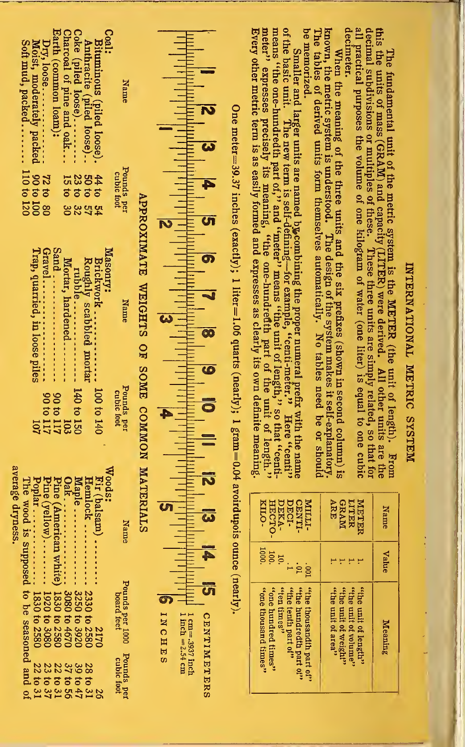# INTERNATIONAL METRIC SYSTEM

The fundamental unit of the metric system is the METER (the unit of length). From this the units of mass (GRAM) and capacity (LITER) were derived. All other units are the decimal subdivisions or multiples of these. These three units are simply related, so that for all practical purposes the volume of one kilogram of water (one liter) is equal to one cubic decimeter.

When the meaning of the three units and the six prefixes (shown in second column) is known, the metric system is understood. The design of the system makes it self-explanatory. The tables of derived units form themselves automatically. No tables need be or should be memorized.

Smaller and larger units are named by combining the proper numeral prefix with the name of the basic unit. The new term is self-defining—for example, "centi-meter." Here "centi" means "the one-hundredth part of," and "meter" means "the unit of length," so that "centi-meter" expresses precisely its meaning, "the one-hundredth part of the unit of length." Every other metric term is as easily formed and expresses as clearly its own definite meaning.

| Name | Value | Meaning |
|---|---|---|
| METER | 1. | "the unit of length" |
| LITER | 1. | "the unit of volume" |
| GRAM | 1. | "the unit of weight" |
| ARE | 1. | "the unit of area" |
| MILLI- | .001 | "the thousandth part of" |
| CENTI- | .01 | "the hundredth part of" |
| DECI- | .1 | "the tenth part of" |
| DEKA- | 10. | "ten times" |
| HECTO- | 100. | "one hundred times" |
| KILO- | 1000. | "one thousand times" |

One meter=39.37 inches (exactly); 1 liter=1.06 quarts (nearly); 1 gram=0.04 avoirdupois ounce (nearly).

CENTIMETERS 1 2 3 4 5 6 7 8 9 10 11 12 13 14 15

INCHES 1 2 3 4 5 6

1 cm=.3937 inch
1 inch=2.54 cm

## APPROXIMATE WEIGHTS OF SOME COMMON MATERIALS

| Name | Pounds per cubic foot |
|---|---|
| **Coal:** | |
| Bituminous (piled loose) | 44 to 54 |
| Anthracite (piled loose) | 50 to 57 |
| Coke (piled loose) | 23 to 32 |
| Charcoal of pine and oak | 15 to 30 |
| **Earth (common loam):** | |
| Dry, loose | 72 to 80 |
| Moist, moderately packed | 90 to 100 |
| Soft mud, packed | 110 to 120 |

| Name | Pounds per cubic foot |
|---|---|
| **Masonry:** | |
| Brickwork | 100 to 140 |
| Roughly scabbled mortar rubble | 140 to 150 |
| Mortar, hardened | 103 |
| Sand | 90 to 117 |
| Gravel | 90 to 117 |
| Trap, quarried, in loose piles | 107 |

| Name | Pounds per 1000 board feet | Pounds per cubic foot |
|---|---|---|
| **Woods:** | | |
| Fir (balsam) | 2170 | 26 |
| Hemlock | 2330 to 2580 | 28 to 31 |
| Maple | 3250 to 3920 | 39 to 47 |
| Oak | 3080 to 4670 | 37 to 56 |
| Pine (American white) | 1830 to 2580 | 22 to 31 |
| Pine (yellow) | 1920 to 3080 | 23 to 37 |
| Poplar | 1830 to 2580 | 22 to 31 |

The wood is supposed to be seasoned and of average dryness.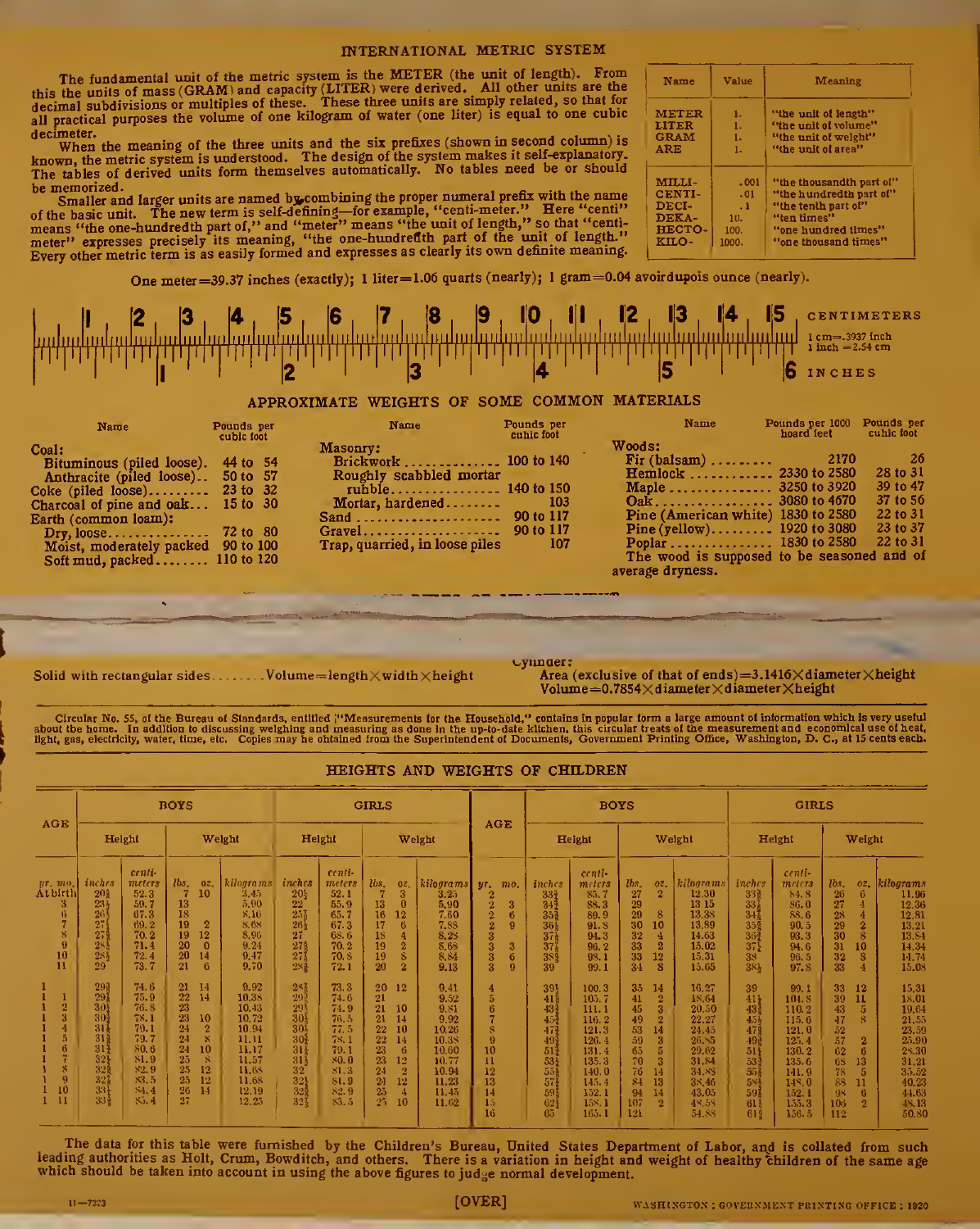## INTERNATIONAL METRIC SYSTEM

The fundamental unit of the metric system is the METER (the unit of length). From this the units of mass (GRAM) and capacity (LITER) were derived. All other units are the decimal subdivisions or multiples of these. These three units are simply related, so that for all practical purposes the volume of one kilogram of water (one liter) is equal to one cubic decimeter.

When the meaning of the three units and the six prefixes (shown in second column) is known, the metric system is understood. The design of the system makes it self-explanatory. The tables of derived units form themselves automatically. No tables need be or should be memorized.

Smaller and larger units are named by combining the proper numeral prefix with the name of the basic unit. The new term is self-defining—for example, "centi-meter." Here "centi" means "the one-hundredth part of," and "meter" means "the unit of length," so that "centimeter" expresses precisely its meaning, "the one-hundredth part of the unit of length." Every other metric term is as easily formed and expresses as clearly its own definite meaning.

| Name | Value | Meaning |
|---|---|---|
| METER | 1. | "the unit of length" |
| LITER | 1. | "the unit of volume" |
| GRAM | 1. | "the unit of weight" |
| ARE | 1. | "the unit of area" |
| MILLI- | .001 | "the thousandth part of" |
| CENTI- | .01 | "the hundredth part of" |
| DECI- | .1 | "the tenth part of" |
| DEKA- | 10. | "ten times" |
| HECTO- | 100. | "one hundred times" |
| KILO- | 1000. | "one thousand times" |

One meter=39.37 inches (exactly); 1 liter=1.06 quarts (nearly); 1 gram=0.04 avoirdupois ounce (nearly).

CENTIMETERS 1 cm=.3937 inch 1 inch =2.54 cm INCHES

## APPROXIMATE WEIGHTS OF SOME COMMON MATERIALS

| Name | Pounds per cubic foot |
|---|---|
| **Coal:** | |
| Bituminous (piled loose) | 44 to 54 |
| Anthracite (piled loose) | 50 to 57 |
| Coke (piled loose) | 23 to 32 |
| Charcoal of pine and oak | 15 to 30 |
| **Earth (common loam):** | |
| Dry, loose | 72 to 80 |
| Moist, moderately packed | 90 to 100 |
| Soft mud, packed | 110 to 120 |

| Name | Pounds per cubic foot |
|---|---|
| **Masonry:** | |
| Brickwork | 100 to 140 |
| Roughly scabbled mortar rubble | 140 to 150 |
| Mortar, hardened | 103 |
| Sand | 90 to 117 |
| Gravel | 90 to 117 |
| Trap, quarried, in loose piles | 107 |

| Name | Pounds per 1000 board feet | Pounds per cubic foot |
|---|---|---|
| **Woods:** | | |
| Fir (balsam) | 2170 | 26 |
| Hemlock | 2330 to 2580 | 28 to 31 |
| Maple | 3250 to 3920 | 39 to 47 |
| Oak | 3080 to 4670 | 37 to 56 |
| Pine (American white) | 1830 to 2580 | 22 to 31 |
| Pine (yellow) | 1920 to 3080 | 23 to 37 |
| Poplar | 1830 to 2580 | 22 to 31 |

The wood is supposed to be seasoned and of average dryness.

Solid with rectangular sides........Volume=length×width×height

Cylinder:
Area (exclusive of that of ends)=3.1416×diameter×height
Volume=0.7854×diameter×diameter×height

Circular No. 55, of the Bureau of Standards, entitled "Measurements for the Household," contains in popular form a large amount of information which is very useful about the home. In addition to discussing weighing and measuring as done in the up-to-date kitchen, this circular treats of the measurement and economical use of heat, light, gas, electricity, water, time, etc. Copies may be obtained from the Superintendent of Documents, Government Printing Office, Washington, D. C., at 15 cents each.

## HEIGHTS AND WEIGHTS OF CHILDREN

| Age yr. | Age mo. | Boys Height inches | Boys Height centimeters | Boys Weight lbs. | Boys Weight oz. | Boys Weight kilograms | Girls Height inches | Girls Height centimeters | Girls Weight lbs. | Girls Weight oz. | Girls Weight kilograms |
|---|---|---|---|---|---|---|---|---|---|---|---|
| At birth | | 20⅝ | 52.3 | 7 | 10 | 3.45 | 20½ | 52.1 | 7 | 3 | 3.25 |
| | 3 | 23⅜ | 59.7 | 13 | | 5.90 | 22 | 55.9 | 13 | 0 | 5.90 |
| | 6 | 26½ | 67.3 | 18 | | 8.10 | 25⅞ | 65.7 | 16 | 12 | 7.60 |
| | 7 | 27¼ | 69.2 | 19 | 2 | 8.68 | 26½ | 67.3 | 17 | 6 | 7.88 |
| | 8 | 27⅝ | 70.2 | 19 | 12 | 8.96 | 27 | 68.6 | 18 | 4 | 8.28 |
| | 9 | 28⅛ | 71.4 | 20 | 0 | 9.24 | 27⅝ | 70.2 | 19 | 2 | 8.68 |
| | 10 | 28½ | 72.4 | 20 | 14 | 9.47 | 27⅞ | 70.8 | 19 | 8 | 8.84 |
| | 11 | 29 | 73.7 | 21 | 6 | 9.70 | 28⅜ | 72.1 | 20 | 2 | 9.13 |
| 1 | | 29⅜ | 74.6 | 21 | 14 | 9.92 | 28⅞ | 73.3 | 20 | 12 | 9.41 |
| 1 | 1 | 29⅞ | 75.9 | 22 | 14 | 10.38 | 29⅜ | 74.6 | 21 | | 9.52 |
| 1 | 2 | 30¼ | 76.8 | 23 | | 10.43 | 29½ | 74.9 | 21 | 10 | 9.81 |
| 1 | 3 | 30⅞ | 78.1 | 23 | 10 | 10.72 | 30⅛ | 76.5 | 21 | 14 | 9.92 |
| 1 | 4 | 31⅛ | 79.1 | 24 | 2 | 10.94 | 30⅝ | 77.5 | 22 | 10 | 10.26 |
| 1 | 5 | 31⅜ | 79.7 | 24 | 8 | 11.11 | 30⅞ | 78.1 | 22 | 14 | 10.38 |
| 1 | 6 | 31⅝ | 80.6 | 24 | 10 | 11.17 | 31⅛ | 79.1 | 23 | 6 | 10.60 |
| 1 | 7 | 32¼ | 81.9 | 25 | 8 | 11.57 | 31½ | 80.0 | 23 | 12 | 10.77 |
| 1 | 8 | 32⅝ | 82.9 | 25 | 12 | 11.68 | 32 | 81.3 | 24 | 2 | 10.94 |
| 1 | 9 | 32⅞ | 83.5 | 25 | 12 | 11.68 | 32¼ | 81.9 | 24 | 12 | 11.23 |
| 1 | 10 | 33¼ | 84.4 | 26 | 14 | 12.19 | 32⅝ | 82.9 | 25 | 4 | 11.45 |
| 1 | 11 | 33⅝ | 85.4 | 27 | | 12.25 | 32⅞ | 83.5 | 25 | 10 | 11.62 |
| 2 | | 33⅞ | 85.7 | 27 | 2 | 12.30 | 33⅜ | 84.8 | 26 | 6 | 11.96 |
| 2 | 3 | 34¾ | 88.3 | 29 | | 13.15 | 33⅞ | 86.0 | 27 | 4 | 12.36 |
| 2 | 6 | 35⅜ | 89.9 | 29 | 8 | 13.38 | 34⅞ | 88.6 | 28 | 4 | 12.81 |
| 2 | 9 | 36⅛ | 91.8 | 30 | 10 | 13.89 | 35⅝ | 90.5 | 29 | 2 | 13.21 |
| 3 | | 37⅛ | 94.3 | 32 | 4 | 14.63 | 36¾ | 93.3 | 30 | 8 | 13.84 |
| 3 | 3 | 37⅞ | 96.2 | 33 | 2 | 15.02 | 37¼ | 94.6 | 31 | 10 | 14.34 |
| 3 | 6 | 38⅝ | 98.1 | 33 | 12 | 15.31 | 38 | 96.5 | 32 | 8 | 14.74 |
| 3 | 9 | 39 | 99.1 | 34 | 8 | 15.65 | 38½ | 97.8 | 33 | 4 | 15.08 |
| 4 | | 39½ | 100.3 | 35 | 14 | 16.27 | 39 | 99.1 | 33 | 12 | 15.31 |
| 5 | | 41⅝ | 105.7 | 41 | 2 | 18.64 | 41¼ | 104.8 | 39 | 11 | 18.01 |
| 6 | | 43¾ | 111.1 | 45 | 3 | 20.50 | 43⅜ | 110.2 | 43 | 5 | 19.64 |
| 7 | | 45¾ | 116.2 | 49 | 2 | 22.27 | 45½ | 115.6 | 47 | 8 | 21.55 |
| 8 | | 47¾ | 121.3 | 53 | 14 | 24.45 | 47⅝ | 121.0 | 52 | | 23.59 |
| 9 | | 49¾ | 126.4 | 59 | 3 | 26.85 | 49⅜ | 125.4 | 57 | 2 | 25.90 |
| 10 | | 51¾ | 131.4 | 65 | 5 | 29.62 | 51¼ | 130.2 | 62 | 6 | 28.30 |
| 11 | | 53¼ | 135.3 | 70 | 3 | 31.84 | 53⅜ | 135.6 | 68 | 13 | 31.21 |
| 12 | | 55⅛ | 140.0 | 76 | 14 | 34.88 | 55⅞ | 141.9 | 78 | 5 | 35.52 |
| 13 | | 57¼ | 145.4 | 84 | 13 | 38.46 | 58⅜ | 148.0 | 88 | 11 | 40.23 |
| 14 | | 59⅞ | 152.1 | 94 | 14 | 43.05 | 59⅞ | 152.1 | 98 | 6 | 44.63 |
| 15 | | 62⅜ | 158.1 | 107 | 2 | 48.58 | 61⅛ | 155.3 | 106 | 2 | 48.13 |
| 16 | | 65 | 165.1 | 121 | | 54.88 | 61⅝ | 156.5 | 112 | | 50.80 |

The data for this table were furnished by the Children's Bureau, United States Department of Labor, and is collated from such leading authorities as Holt, Crum, Bowditch, and others. There is a variation in height and weight of healthy children of the same age which should be taken into account in using the above figures to judge normal development.

11—7333

[OVER]

WASHINGTON : GOVERNMENT PRINTING OFFICE : 1920